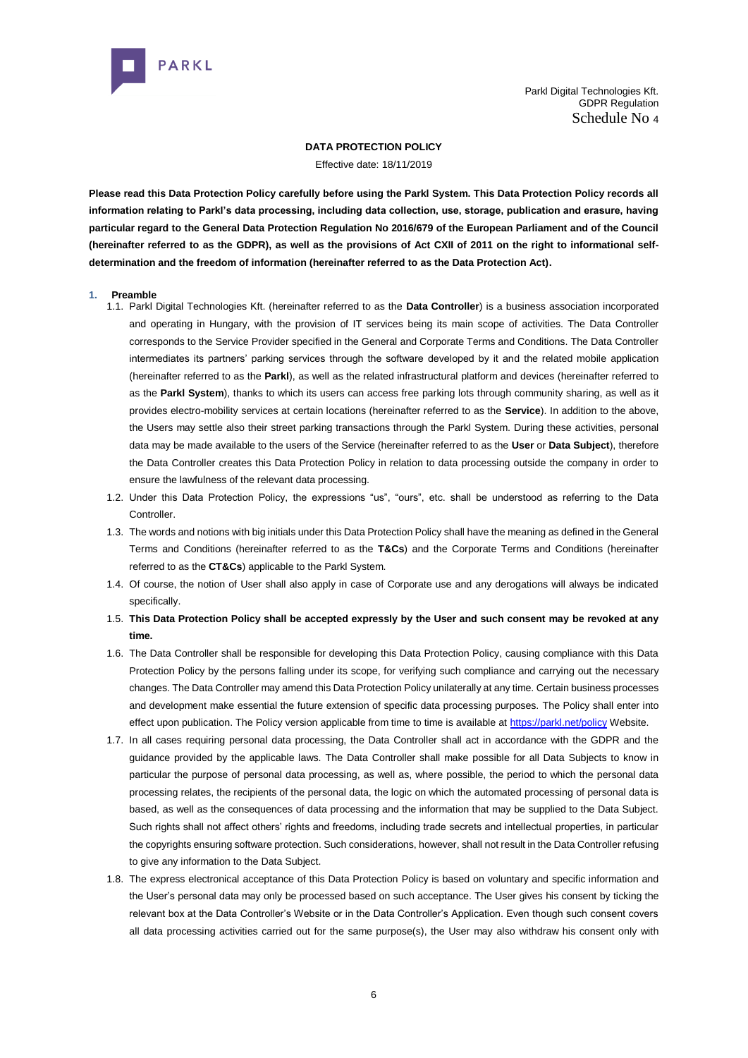Parkl Digital Technologies Kft.
GDPR Regulation
Schedule No 4

# DATA PROTECTION POLICY

Effective date: 18/11/2019

**Please read this Data Protection Policy carefully before using the Parkl System. This Data Protection Policy records all information relating to Parkl's data processing, including data collection, use, storage, publication and erasure, having particular regard to the General Data Protection Regulation No 2016/679 of the European Parliament and of the Council (hereinafter referred to as the GDPR), as well as the provisions of Act CXII of 2011 on the right to informational self-determination and the freedom of information (hereinafter referred to as the Data Protection Act).**

## 1. Preamble

1.1. Parkl Digital Technologies Kft. (hereinafter referred to as the **Data Controller**) is a business association incorporated and operating in Hungary, with the provision of IT services being its main scope of activities. The Data Controller corresponds to the Service Provider specified in the General and Corporate Terms and Conditions. The Data Controller intermediates its partners' parking services through the software developed by it and the related mobile application (hereinafter referred to as the **Parkl**), as well as the related infrastructural platform and devices (hereinafter referred to as the **Parkl System**), thanks to which its users can access free parking lots through community sharing, as well as it provides electro-mobility services at certain locations (hereinafter referred to as the **Service**). In addition to the above, the Users may settle also their street parking transactions through the Parkl System. During these activities, personal data may be made available to the users of the Service (hereinafter referred to as the **User** or **Data Subject**), therefore the Data Controller creates this Data Protection Policy in relation to data processing outside the company in order to ensure the lawfulness of the relevant data processing.

1.2. Under this Data Protection Policy, the expressions "us", "ours", etc. shall be understood as referring to the Data Controller.

1.3. The words and notions with big initials under this Data Protection Policy shall have the meaning as defined in the General Terms and Conditions (hereinafter referred to as the **T&Cs**) and the Corporate Terms and Conditions (hereinafter referred to as the **CT&Cs**) applicable to the Parkl System.

1.4. Of course, the notion of User shall also apply in case of Corporate use and any derogations will always be indicated specifically.

1.5. **This Data Protection Policy shall be accepted expressly by the User and such consent may be revoked at any time.**

1.6. The Data Controller shall be responsible for developing this Data Protection Policy, causing compliance with this Data Protection Policy by the persons falling under its scope, for verifying such compliance and carrying out the necessary changes. The Data Controller may amend this Data Protection Policy unilaterally at any time. Certain business processes and development make essential the future extension of specific data processing purposes. The Policy shall enter into effect upon publication. The Policy version applicable from time to time is available at https://parkl.net/policy Website.

1.7. In all cases requiring personal data processing, the Data Controller shall act in accordance with the GDPR and the guidance provided by the applicable laws. The Data Controller shall make possible for all Data Subjects to know in particular the purpose of personal data processing, as well as, where possible, the period to which the personal data processing relates, the recipients of the personal data, the logic on which the automated processing of personal data is based, as well as the consequences of data processing and the information that may be supplied to the Data Subject. Such rights shall not affect others' rights and freedoms, including trade secrets and intellectual properties, in particular the copyrights ensuring software protection. Such considerations, however, shall not result in the Data Controller refusing to give any information to the Data Subject.

1.8. The express electronical acceptance of this Data Protection Policy is based on voluntary and specific information and the User's personal data may only be processed based on such acceptance. The User gives his consent by ticking the relevant box at the Data Controller's Website or in the Data Controller's Application. Even though such consent covers all data processing activities carried out for the same purpose(s), the User may also withdraw his consent only with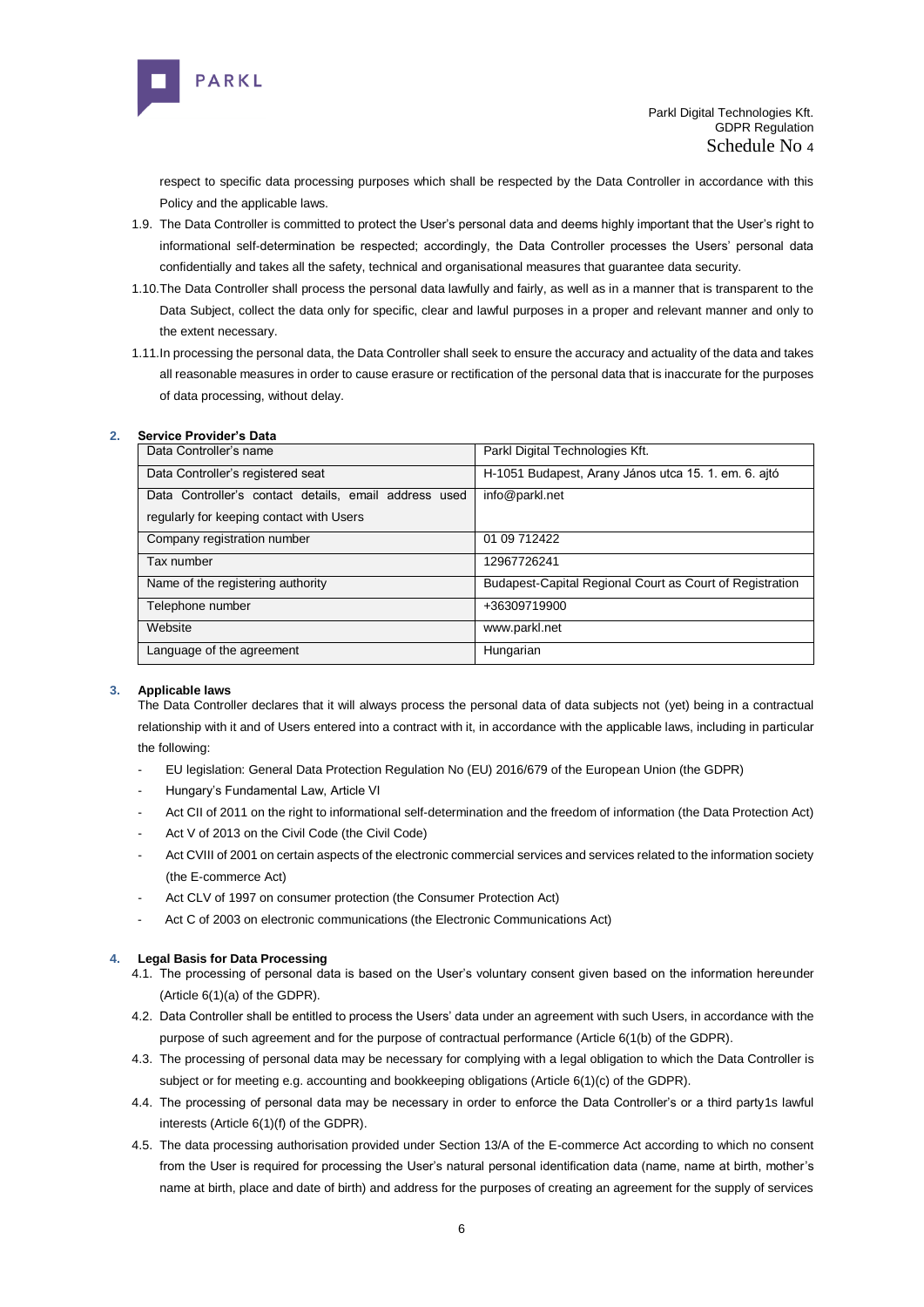respect to specific data processing purposes which shall be respected by the Data Controller in accordance with this Policy and the applicable laws.

1.9. The Data Controller is committed to protect the User's personal data and deems highly important that the User's right to informational self-determination be respected; accordingly, the Data Controller processes the Users' personal data confidentially and takes all the safety, technical and organisational measures that guarantee data security.

1.10. The Data Controller shall process the personal data lawfully and fairly, as well as in a manner that is transparent to the Data Subject, collect the data only for specific, clear and lawful purposes in a proper and relevant manner and only to the extent necessary.

1.11. In processing the personal data, the Data Controller shall seek to ensure the accuracy and actuality of the data and takes all reasonable measures in order to cause erasure or rectification of the personal data that is inaccurate for the purposes of data processing, without delay.

## 2. Service Provider's Data

| Data Controller's name | Parkl Digital Technologies Kft. |
|---|---|
| Data Controller's registered seat | H-1051 Budapest, Arany János utca 15. 1. em. 6. ajtó |
| Data Controller's contact details, email address used regularly for keeping contact with Users | info@parkl.net |
| Company registration number | 01 09 712422 |
| Tax number | 12967726241 |
| Name of the registering authority | Budapest-Capital Regional Court as Court of Registration |
| Telephone number | +36309719900 |
| Website | www.parkl.net |
| Language of the agreement | Hungarian |

## 3. Applicable laws

The Data Controller declares that it will always process the personal data of data subjects not (yet) being in a contractual relationship with it and of Users entered into a contract with it, in accordance with the applicable laws, including in particular the following:

- EU legislation: General Data Protection Regulation No (EU) 2016/679 of the European Union (the GDPR)
- Hungary's Fundamental Law, Article VI
- Act CXII of 2011 on the right to informational self-determination and the freedom of information (the Data Protection Act)
- Act V of 2013 on the Civil Code (the Civil Code)
- Act CVIII of 2001 on certain aspects of the electronic commercial services and services related to the information society (the E-commerce Act)
- Act CLV of 1997 on consumer protection (the Consumer Protection Act)
- Act C of 2003 on electronic communications (the Electronic Communications Act)

## 4. Legal Basis for Data Processing

4.1. The processing of personal data is based on the User's voluntary consent given based on the information hereunder (Article 6(1)(a) of the GDPR).

4.2. Data Controller shall be entitled to process the Users' data under an agreement with such Users, in accordance with the purpose of such agreement and for the purpose of contractual performance (Article 6(1(b) of the GDPR).

4.3. The processing of personal data may be necessary for complying with a legal obligation to which the Data Controller is subject or for meeting e.g. accounting and bookkeeping obligations (Article 6(1)(c) of the GDPR).

4.4. The processing of personal data may be necessary in order to enforce the Data Controller's or a third party1s lawful interests (Article 6(1)(f) of the GDPR).

4.5. The data processing authorisation provided under Section 13/A of the E-commerce Act according to which no consent from the User is required for processing the User's natural personal identification data (name, name at birth, mother's name at birth, place and date of birth) and address for the purposes of creating an agreement for the supply of services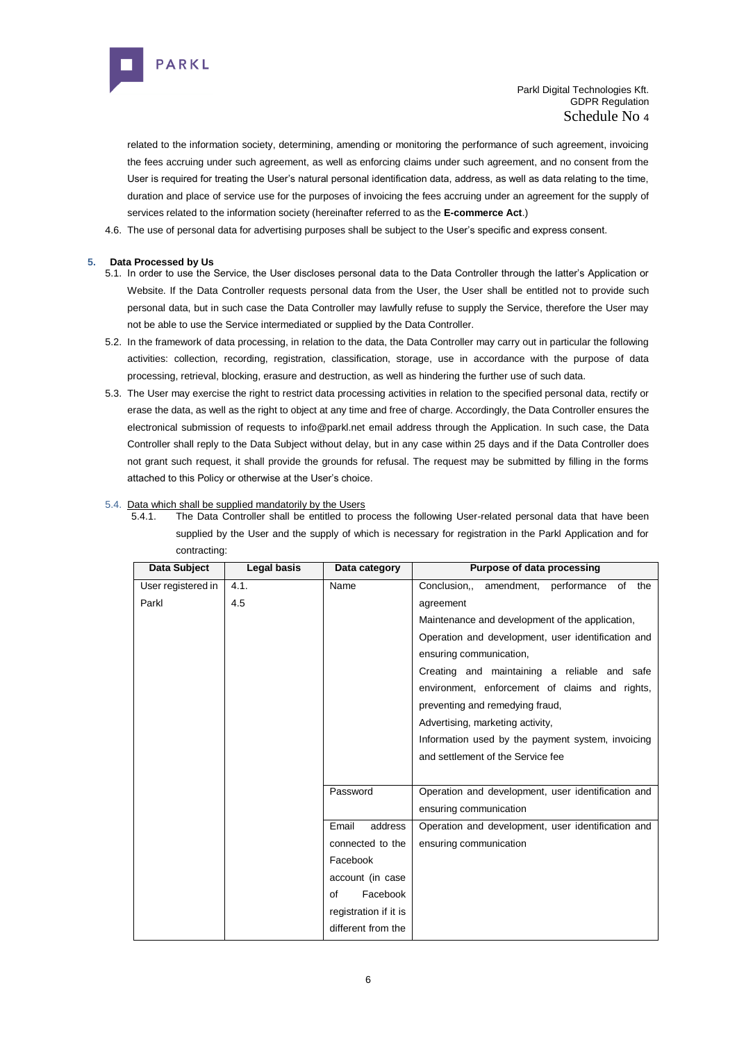related to the information society, determining, amending or monitoring the performance of such agreement, invoicing the fees accruing under such agreement, as well as enforcing claims under such agreement, and no consent from the User is required for treating the User's natural personal identification data, address, as well as data relating to the time, duration and place of service use for the purposes of invoicing the fees accruing under an agreement for the supply of services related to the information society (hereinafter referred to as the **E-commerce Act**.)

4.6. The use of personal data for advertising purposes shall be subject to the User's specific and express consent.

## 5. Data Processed by Us

5.1. In order to use the Service, the User discloses personal data to the Data Controller through the latter's Application or Website. If the Data Controller requests personal data from the User, the User shall be entitled not to provide such personal data, but in such case the Data Controller may lawfully refuse to supply the Service, therefore the User may not be able to use the Service intermediated or supplied by the Data Controller.

5.2. In the framework of data processing, in relation to the data, the Data Controller may carry out in particular the following activities: collection, recording, registration, classification, storage, use in accordance with the purpose of data processing, retrieval, blocking, erasure and destruction, as well as hindering the further use of such data.

5.3. The User may exercise the right to restrict data processing activities in relation to the specified personal data, rectify or erase the data, as well as the right to object at any time and free of charge. Accordingly, the Data Controller ensures the electronical submission of requests to info@parkl.net email address through the Application. In such case, the Data Controller shall reply to the Data Subject without delay, but in any case within 25 days and if the Data Controller does not grant such request, it shall provide the grounds for refusal. The request may be submitted by filling in the forms attached to this Policy or otherwise at the User's choice.

5.4. Data which shall be supplied mandatorily by the Users

5.4.1. The Data Controller shall be entitled to process the following User-related personal data that have been supplied by the User and the supply of which is necessary for registration in the Parkl Application and for contracting:

| Data Subject | Legal basis | Data category | Purpose of data processing |
|---|---|---|---|
| User registered in Parkl | 4.1.<br>4.5 | Name | Conclusion,, amendment, performance of the agreement<br>Maintenance and development of the application,<br>Operation and development, user identification and ensuring communication,<br>Creating and maintaining a reliable and safe environment, enforcement of claims and rights, preventing and remedying fraud,<br>Advertising, marketing activity,<br>Information used by the payment system, invoicing and settlement of the Service fee |
| | | Password | Operation and development, user identification and ensuring communication |
| | | Email address connected to the Facebook account (in case of Facebook registration if it is different from the | Operation and development, user identification and ensuring communication |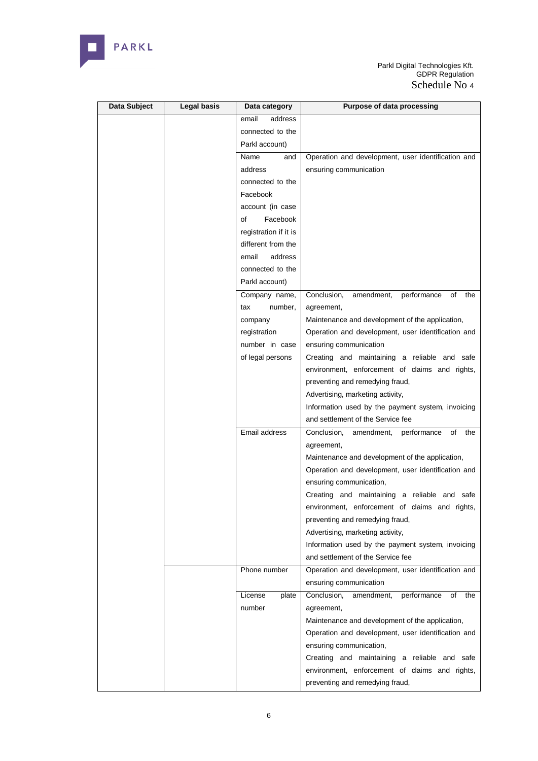| Data Subject | Legal basis | Data category | Purpose of data processing |
|---|---|---|---|
| | | email address connected to the Parkl account) | |
| | | Name and address connected to the Facebook account (in case of Facebook registration if it is different from the email address connected to the Parkl account) | Operation and development, user identification and ensuring communication |
| | | Company name, tax number, company registration number in case of legal persons | Conclusion, amendment, performance of the agreement,<br>Maintenance and development of the application,<br>Operation and development, user identification and ensuring communication<br>Creating and maintaining a reliable and safe environment, enforcement of claims and rights, preventing and remedying fraud,<br>Advertising, marketing activity,<br>Information used by the payment system, invoicing and settlement of the Service fee |
| | | Email address | Conclusion, amendment, performance of the agreement,<br>Maintenance and development of the application,<br>Operation and development, user identification and ensuring communication,<br>Creating and maintaining a reliable and safe environment, enforcement of claims and rights, preventing and remedying fraud,<br>Advertising, marketing activity,<br>Information used by the payment system, invoicing and settlement of the Service fee |
| | | Phone number | Operation and development, user identification and ensuring communication |
| | | License plate number | Conclusion, amendment, performance of the agreement,<br>Maintenance and development of the application,<br>Operation and development, user identification and ensuring communication,<br>Creating and maintaining a reliable and safe environment, enforcement of claims and rights, preventing and remedying fraud, |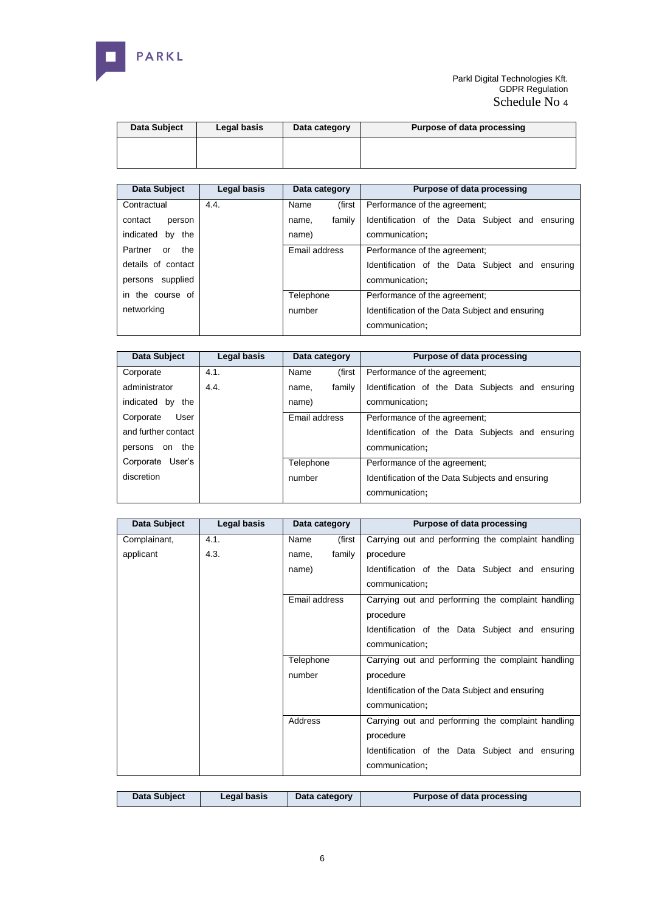| Data Subject | Legal basis | Data category | Purpose of data processing |
|---|---|---|---|
| | | | |

| Data Subject | Legal basis | Data category | Purpose of data processing |
|---|---|---|---|
| Contractual contact person indicated by the Partner or the details of contact persons supplied in the course of networking | 4.4. | Name (first name, family name) | Performance of the agreement; Identification of the Data Subject and ensuring communication; |
| | | Email address | Performance of the agreement; Identification of the Data Subject and ensuring communication; |
| | | Telephone number | Performance of the agreement; Identification of the Data Subject and ensuring communication; |

| Data Subject | Legal basis | Data category | Purpose of data processing |
|---|---|---|---|
| Corporate administrator indicated by the Corporate User and further contact persons on the Corporate User's discretion | 4.1. 4.4. | Name (first name, family name) | Performance of the agreement; Identification of the Data Subjects and ensuring communication; |
| | | Email address | Performance of the agreement; Identification of the Data Subjects and ensuring communication; |
| | | Telephone number | Performance of the agreement; Identification of the Data Subjects and ensuring communication; |

| Data Subject | Legal basis | Data category | Purpose of data processing |
|---|---|---|---|
| Complainant, applicant | 4.1. 4.3. | Name (first name, family name) | Carrying out and performing the complaint handling procedure Identification of the Data Subject and ensuring communication; |
| | | Email address | Carrying out and performing the complaint handling procedure Identification of the Data Subject and ensuring communication; |
| | | Telephone number | Carrying out and performing the complaint handling procedure Identification of the Data Subject and ensuring communication; |
| | | Address | Carrying out and performing the complaint handling procedure Identification of the Data Subject and ensuring communication; |

| Data Subject | Legal basis | Data category | Purpose of data processing |
|---|---|---|---|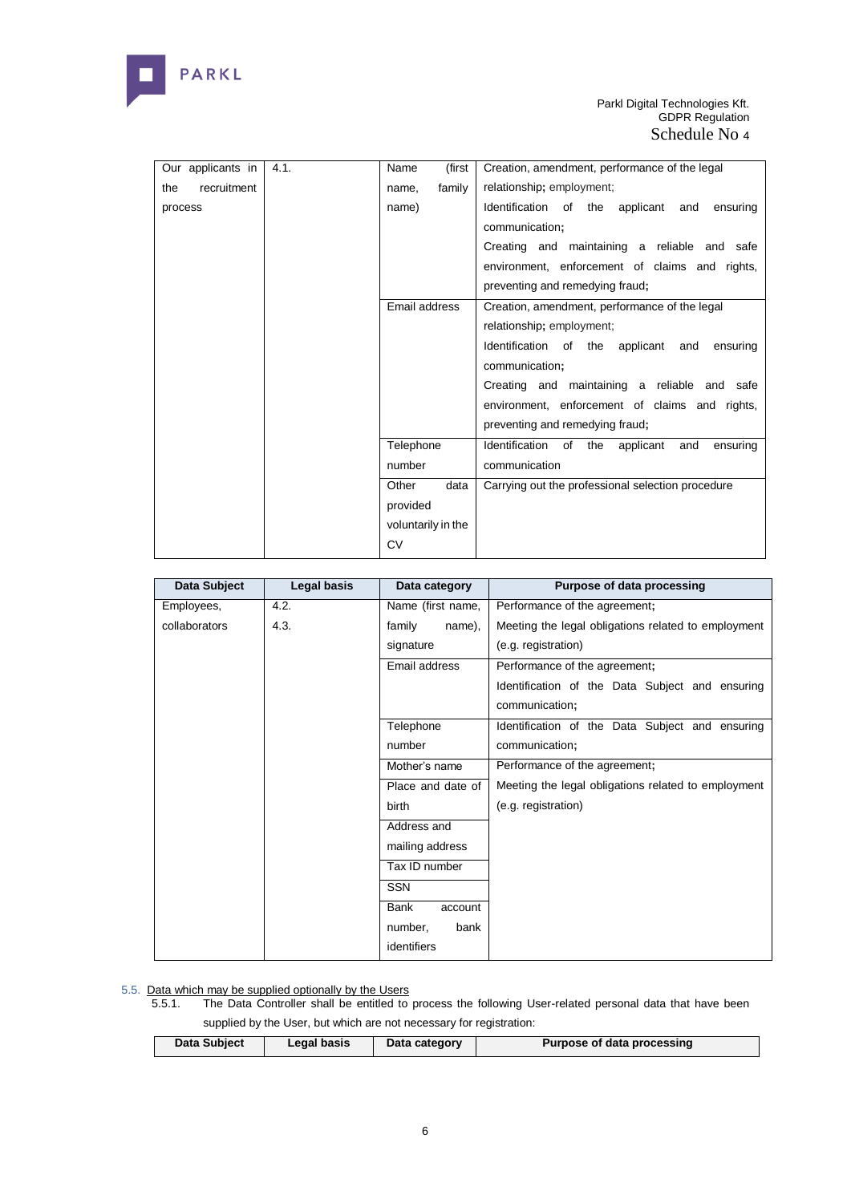| Data Subject | Legal basis | Data category | Purpose of data processing |
|---|---|---|---|
| Our applicants in the recruitment process | 4.1. | Name (first name, family name) | Creation, amendment, performance of the legal relationship; employment; Identification of the applicant and ensuring communication; Creating and maintaining a reliable and safe environment, enforcement of claims and rights, preventing and remedying fraud; |
| | | Email address | Creation, amendment, performance of the legal relationship; employment; Identification of the applicant and ensuring communication; Creating and maintaining a reliable and safe environment, enforcement of claims and rights, preventing and remedying fraud; |
| | | Telephone number | Identification of the applicant and ensuring communication |
| | | Other data provided voluntarily in the CV | Carrying out the professional selection procedure |

| Data Subject | Legal basis | Data category | Purpose of data processing |
|---|---|---|---|
| Employees, collaborators | 4.2. 4.3. | Name (first name, family name), signature | Performance of the agreement; Meeting the legal obligations related to employment (e.g. registration) |
| | | Email address | Performance of the agreement; Identification of the Data Subject and ensuring communication; |
| | | Telephone number | Identification of the Data Subject and ensuring communication; |
| | | Mother's name | Performance of the agreement; Meeting the legal obligations related to employment (e.g. registration) |
| | | Place and date of birth | |
| | | Address and mailing address | |
| | | Tax ID number | |
| | | SSN | |
| | | Bank account number, bank identifiers | |

5.5. Data which may be supplied optionally by the Users

5.5.1. The Data Controller shall be entitled to process the following User-related personal data that have been supplied by the User, but which are not necessary for registration:

| Data Subject | Legal basis | Data category | Purpose of data processing |
|---|---|---|---|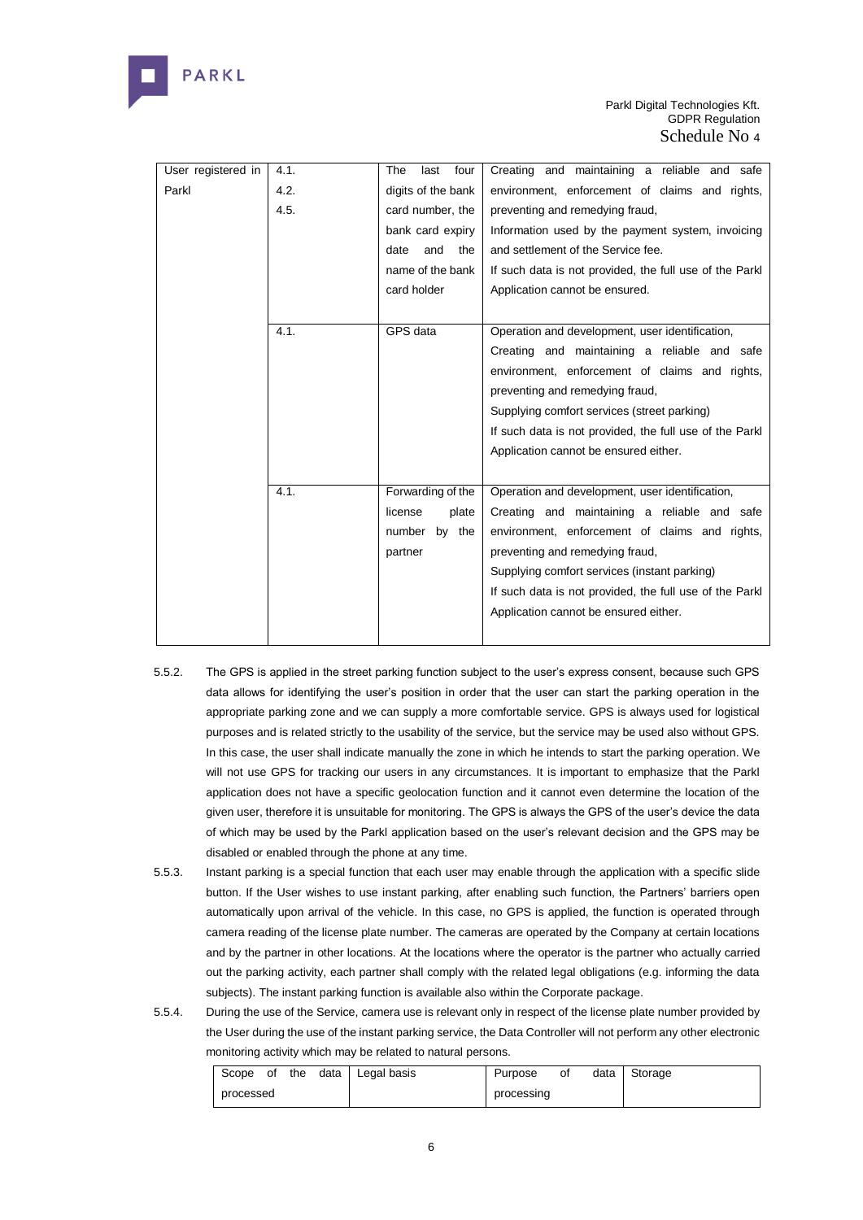| User registered in Parkl | 4.1.<br>4.2.<br>4.5. | The last four digits of the bank card number, the bank card expiry date and the name of the bank card holder | Creating and maintaining a reliable and safe environment, enforcement of claims and rights, preventing and remedying fraud,<br>Information used by the payment system, invoicing and settlement of the Service fee.<br>If such data is not provided, the full use of the Parkl Application cannot be ensured. |
|---|---|---|---|
| | 4.1. | GPS data | Operation and development, user identification,<br>Creating and maintaining a reliable and safe environment, enforcement of claims and rights, preventing and remedying fraud,<br>Supplying comfort services (street parking)<br>If such data is not provided, the full use of the Parkl Application cannot be ensured either. |
| | 4.1. | Forwarding of the license plate number by the partner | Operation and development, user identification,<br>Creating and maintaining a reliable and safe environment, enforcement of claims and rights, preventing and remedying fraud,<br>Supplying comfort services (instant parking)<br>If such data is not provided, the full use of the Parkl Application cannot be ensured either. |

5.5.2. The GPS is applied in the street parking function subject to the user's express consent, because such GPS data allows for identifying the user's position in order that the user can start the parking operation in the appropriate parking zone and we can supply a more comfortable service. GPS is always used for logistical purposes and is related strictly to the usability of the service, but the service may be used also without GPS. In this case, the user shall indicate manually the zone in which he intends to start the parking operation. We will not use GPS for tracking our users in any circumstances. It is important to emphasize that the Parkl application does not have a specific geolocation function and it cannot even determine the location of the given user, therefore it is unsuitable for monitoring. The GPS is always the GPS of the user's device the data of which may be used by the Parkl application based on the user's relevant decision and the GPS may be disabled or enabled through the phone at any time.

5.5.3. Instant parking is a special function that each user may enable through the application with a specific slide button. If the User wishes to use instant parking, after enabling such function, the Partners' barriers open automatically upon arrival of the vehicle. In this case, no GPS is applied, the function is operated through camera reading of the license plate number. The cameras are operated by the Company at certain locations and by the partner in other locations. At the locations where the operator is the partner who actually carried out the parking activity, each partner shall comply with the related legal obligations (e.g. informing the data subjects). The instant parking function is available also within the Corporate package.

5.5.4. During the use of the Service, camera use is relevant only in respect of the license plate number provided by the User during the use of the instant parking service, the Data Controller will not perform any other electronic monitoring activity which may be related to natural persons.

| Scope of the data processed | Legal basis | Purpose of data processing | Storage |
|---|---|---|---|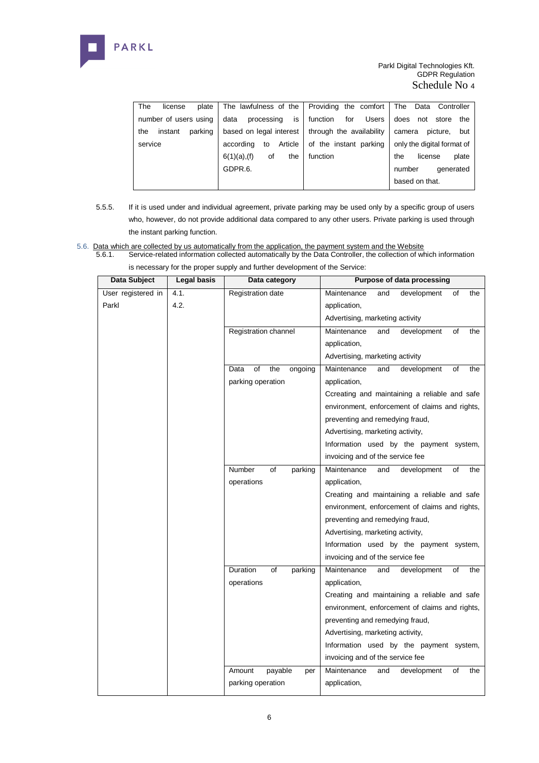| The license plate number of users using the instant parking service | The lawfulness of the data processing is based on legal interest according to Article 6(1)(a),(f) of the GDPR.6. | Providing the comfort function for Users through the availability of the instant parking function | The Data Controller does not store the camera picture, but only the digital format of the license plate number generated based on that. |
|---|---|---|---|

5.5.5. If it is used under and individual agreement, private parking may be used only by a specific group of users who, however, do not provide additional data compared to any other users. Private parking is used through the instant parking function.

5.6. Data which are collected by us automatically from the application, the payment system and the Website

5.6.1. Service-related information collected automatically by the Data Controller, the collection of which information is necessary for the proper supply and further development of the Service:

| Data Subject | Legal basis | Data category | Purpose of data processing |
|---|---|---|---|
| User registered in Parkl | 4.1. 4.2. | Registration date | Maintenance and development of the application, Advertising, marketing activity |
| | | Registration channel | Maintenance and development of the application, Advertising, marketing activity |
| | | Data of the ongoing parking operation | Maintenance and development of the application, Ccreating and maintaining a reliable and safe environment, enforcement of claims and rights, preventing and remedying fraud, Advertising, marketing activity, Information used by the payment system, invoicing and of the service fee |
| | | Number of parking operations | Maintenance and development of the application, Creating and maintaining a reliable and safe environment, enforcement of claims and rights, preventing and remedying fraud, Advertising, marketing activity, Information used by the payment system, invoicing and of the service fee |
| | | Duration of parking operations | Maintenance and development of the application, Creating and maintaining a reliable and safe environment, enforcement of claims and rights, preventing and remedying fraud, Advertising, marketing activity, Information used by the payment system, invoicing and of the service fee |
| | | Amount payable per parking operation | Maintenance and development of the application, |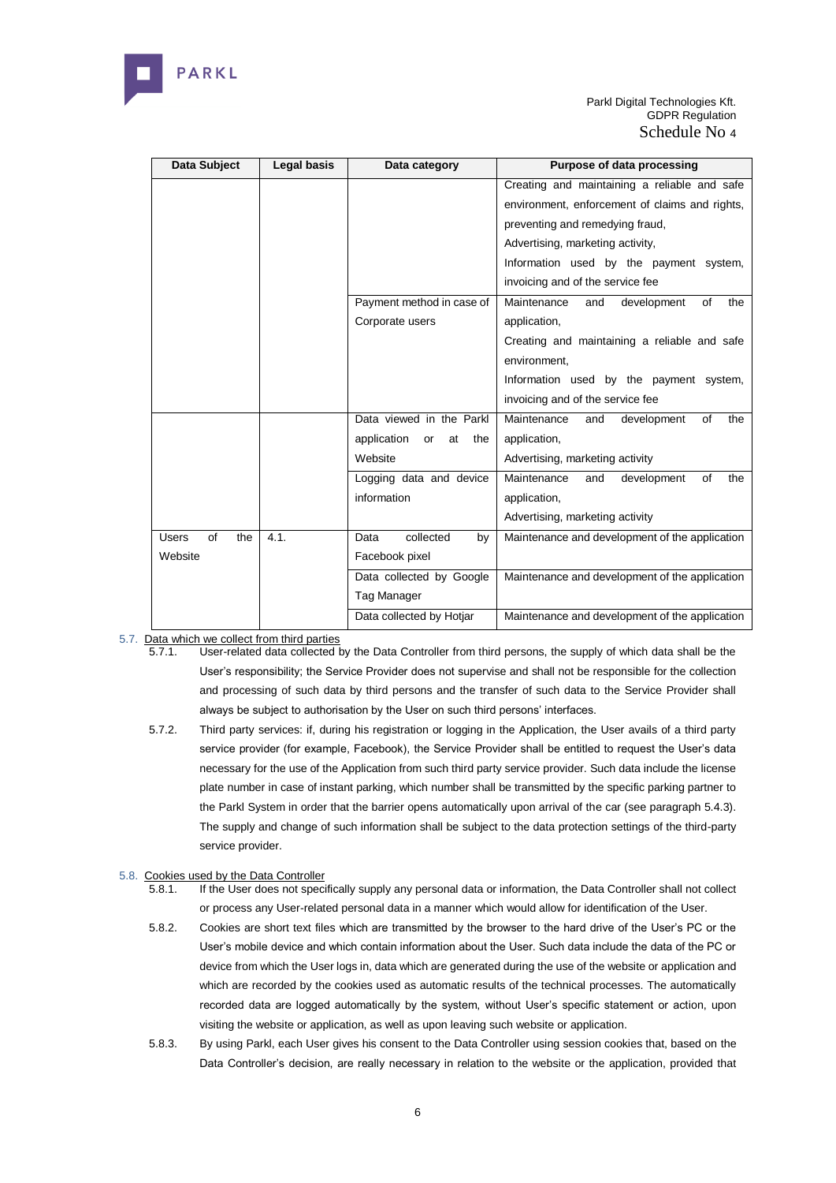| Data Subject | Legal basis | Data category | Purpose of data processing |
|---|---|---|---|
| | | | Creating and maintaining a reliable and safe environment, enforcement of claims and rights, preventing and remedying fraud,<br>Advertising, marketing activity,<br>Information used by the payment system, invoicing and of the service fee |
| | | Payment method in case of Corporate users | Maintenance and development of the application,<br>Creating and maintaining a reliable and safe environment,<br>Information used by the payment system, invoicing and of the service fee |
| | | Data viewed in the Parkl application or at the Website | Maintenance and development of the application,<br>Advertising, marketing activity |
| | | Logging data and device information | Maintenance and development of the application,<br>Advertising, marketing activity |
| Users of the Website | 4.1. | Data collected by Facebook pixel | Maintenance and development of the application |
| | | Data collected by Google Tag Manager | Maintenance and development of the application |
| | | Data collected by Hotjar | Maintenance and development of the application |

5.7. Data which we collect from third parties

5.7.1. User-related data collected by the Data Controller from third persons, the supply of which data shall be the User's responsibility; the Service Provider does not supervise and shall not be responsible for the collection and processing of such data by third persons and the transfer of such data to the Service Provider shall always be subject to authorisation by the User on such third persons' interfaces.

5.7.2. Third party services: if, during his registration or logging in the Application, the User avails of a third party service provider (for example, Facebook), the Service Provider shall be entitled to request the User's data necessary for the use of the Application from such third party service provider. Such data include the license plate number in case of instant parking, which number shall be transmitted by the specific parking partner to the Parkl System in order that the barrier opens automatically upon arrival of the car (see paragraph 5.4.3). The supply and change of such information shall be subject to the data protection settings of the third-party service provider.

5.8. Cookies used by the Data Controller

5.8.1. If the User does not specifically supply any personal data or information, the Data Controller shall not collect or process any User-related personal data in a manner which would allow for identification of the User.

5.8.2. Cookies are short text files which are transmitted by the browser to the hard drive of the User's PC or the User's mobile device and which contain information about the User. Such data include the data of the PC or device from which the User logs in, data which are generated during the use of the website or application and which are recorded by the cookies used as automatic results of the technical processes. The automatically recorded data are logged automatically by the system, without User's specific statement or action, upon visiting the website or application, as well as upon leaving such website or application.

5.8.3. By using Parkl, each User gives his consent to the Data Controller using session cookies that, based on the Data Controller's decision, are really necessary in relation to the website or the application, provided that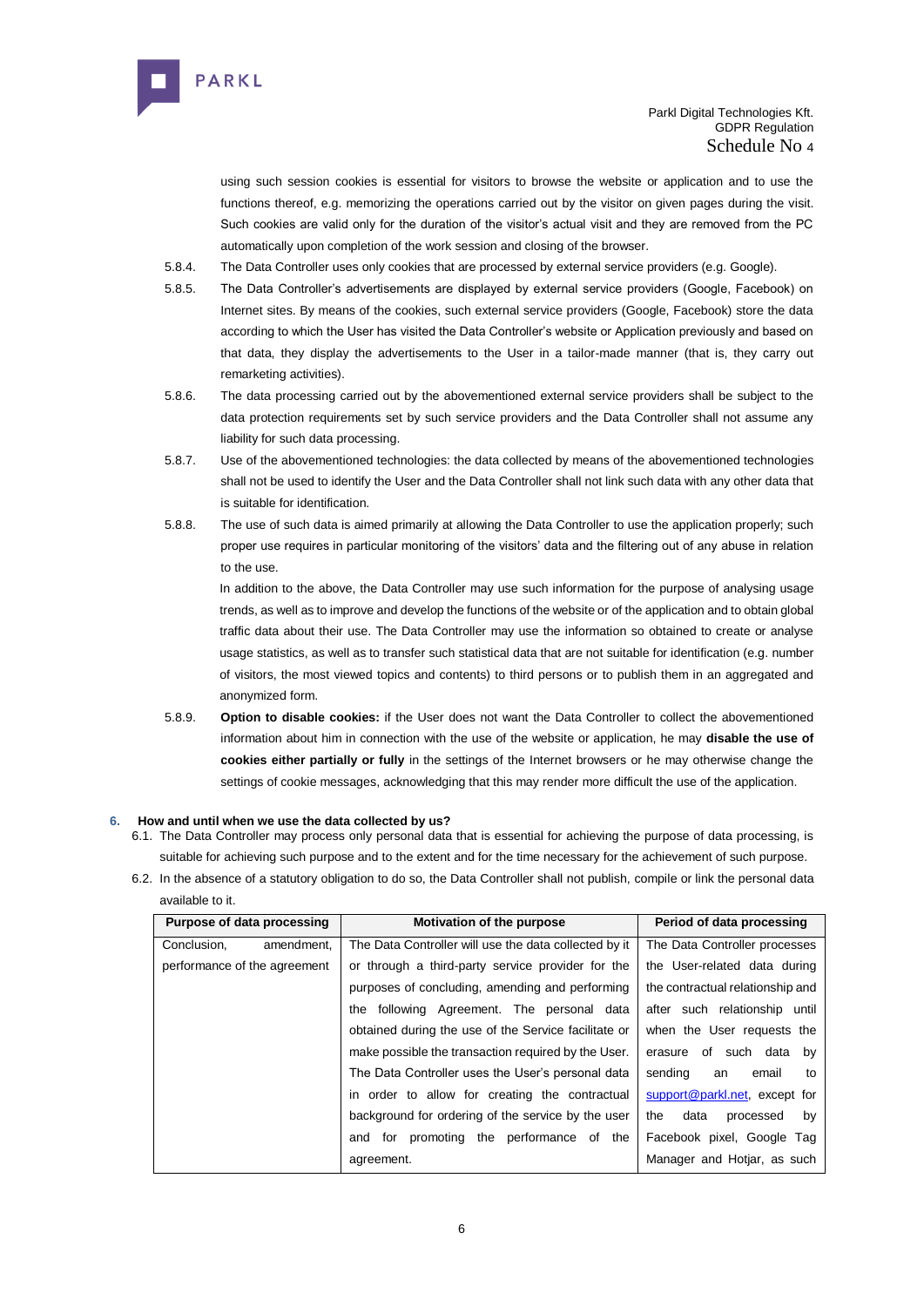using such session cookies is essential for visitors to browse the website or application and to use the functions thereof, e.g. memorizing the operations carried out by the visitor on given pages during the visit. Such cookies are valid only for the duration of the visitor's actual visit and they are removed from the PC automatically upon completion of the work session and closing of the browser.

5.8.4. The Data Controller uses only cookies that are processed by external service providers (e.g. Google).

5.8.5. The Data Controller's advertisements are displayed by external service providers (Google, Facebook) on Internet sites. By means of the cookies, such external service providers (Google, Facebook) store the data according to which the User has visited the Data Controller's website or Application previously and based on that data, they display the advertisements to the User in a tailor-made manner (that is, they carry out remarketing activities).

5.8.6. The data processing carried out by the abovementioned external service providers shall be subject to the data protection requirements set by such service providers and the Data Controller shall not assume any liability for such data processing.

5.8.7. Use of the abovementioned technologies: the data collected by means of the abovementioned technologies shall not be used to identify the User and the Data Controller shall not link such data with any other data that is suitable for identification.

5.8.8. The use of such data is aimed primarily at allowing the Data Controller to use the application properly; such proper use requires in particular monitoring of the visitors' data and the filtering out of any abuse in relation to the use.

In addition to the above, the Data Controller may use such information for the purpose of analysing usage trends, as well as to improve and develop the functions of the website or of the application and to obtain global traffic data about their use. The Data Controller may use the information so obtained to create or analyse usage statistics, as well as to transfer such statistical data that are not suitable for identification (e.g. number of visitors, the most viewed topics and contents) to third persons or to publish them in an aggregated and anonymized form.

5.8.9. **Option to disable cookies:** if the User does not want the Data Controller to collect the abovementioned information about him in connection with the use of the website or application, he may **disable the use of cookies either partially or fully** in the settings of the Internet browsers or he may otherwise change the settings of cookie messages, acknowledging that this may render more difficult the use of the application.

## 6. How and until when we use the data collected by us?

6.1. The Data Controller may process only personal data that is essential for achieving the purpose of data processing, is suitable for achieving such purpose and to the extent and for the time necessary for the achievement of such purpose.

6.2. In the absence of a statutory obligation to do so, the Data Controller shall not publish, compile or link the personal data available to it.

| Purpose of data processing | Motivation of the purpose | Period of data processing |
|---|---|---|
| Conclusion, amendment, performance of the agreement | The Data Controller will use the data collected by it or through a third-party service provider for the purposes of concluding, amending and performing the following Agreement. The personal data obtained during the use of the Service facilitate or make possible the transaction required by the User. The Data Controller uses the User's personal data in order to allow for creating the contractual background for ordering of the service by the user and for promoting the performance of the agreement. | The Data Controller processes the User-related data during the contractual relationship and after such relationship until when the User requests the erasure of such data by sending an email to support@parkl.net, except for the data processed by Facebook pixel, Google Tag Manager and Hotjar, as such |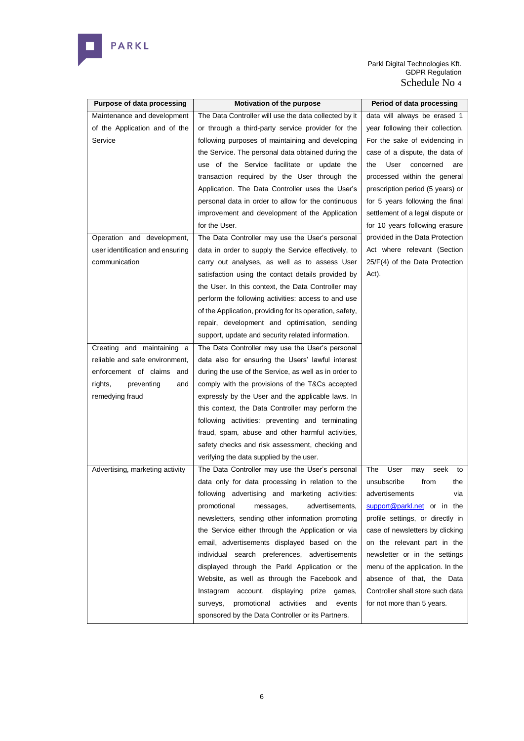| Purpose of data processing | Motivation of the purpose | Period of data processing |
|---|---|---|
| Maintenance and development of the Application and of the Service | The Data Controller will use the data collected by it or through a third-party service provider for the following purposes of maintaining and developing the Service. The personal data obtained during the use of the Service facilitate or update the transaction required by the User through the Application. The Data Controller uses the User's personal data in order to allow for the continuous improvement and development of the Application for the User. | data will always be erased 1 year following their collection. For the sake of evidencing in case of a dispute, the data of the User concerned are processed within the general prescription period (5 years) or for 5 years following the final settlement of a legal dispute or for 10 years following erasure provided in the Data Protection Act where relevant (Section 25/F(4) of the Data Protection Act). |
| Operation and development, user identification and ensuring communication | The Data Controller may use the User's personal data in order to supply the Service effectively, to carry out analyses, as well as to assess User satisfaction using the contact details provided by the User. In this context, the Data Controller may perform the following activities: access to and use of the Application, providing for its operation, safety, repair, development and optimisation, sending support, update and security related information. | |
| Creating and maintaining a reliable and safe environment, enforcement of claims and rights, preventing and remedying fraud | The Data Controller may use the User's personal data also for ensuring the Users' lawful interest during the use of the Service, as well as in order to comply with the provisions of the T&Cs accepted expressly by the User and the applicable laws. In this context, the Data Controller may perform the following activities: preventing and terminating fraud, spam, abuse and other harmful activities, safety checks and risk assessment, checking and verifying the data supplied by the user. | |
| Advertising, marketing activity | The Data Controller may use the User's personal data only for data processing in relation to the following advertising and marketing activities: promotional messages, advertisements, newsletters, sending other information promoting the Service either through the Application or via email, advertisements displayed based on the individual search preferences, advertisements displayed through the Parkl Application or the Website, as well as through the Facebook and Instagram account, displaying prize games, surveys, promotional activities and events sponsored by the Data Controller or its Partners. | The User may seek to unsubscribe from the advertisements via support@parkl.net or in the profile settings, or directly in case of newsletters by clicking on the relevant part in the newsletter or in the settings menu of the application. In the absence of that, the Data Controller shall store such data for not more than 5 years. |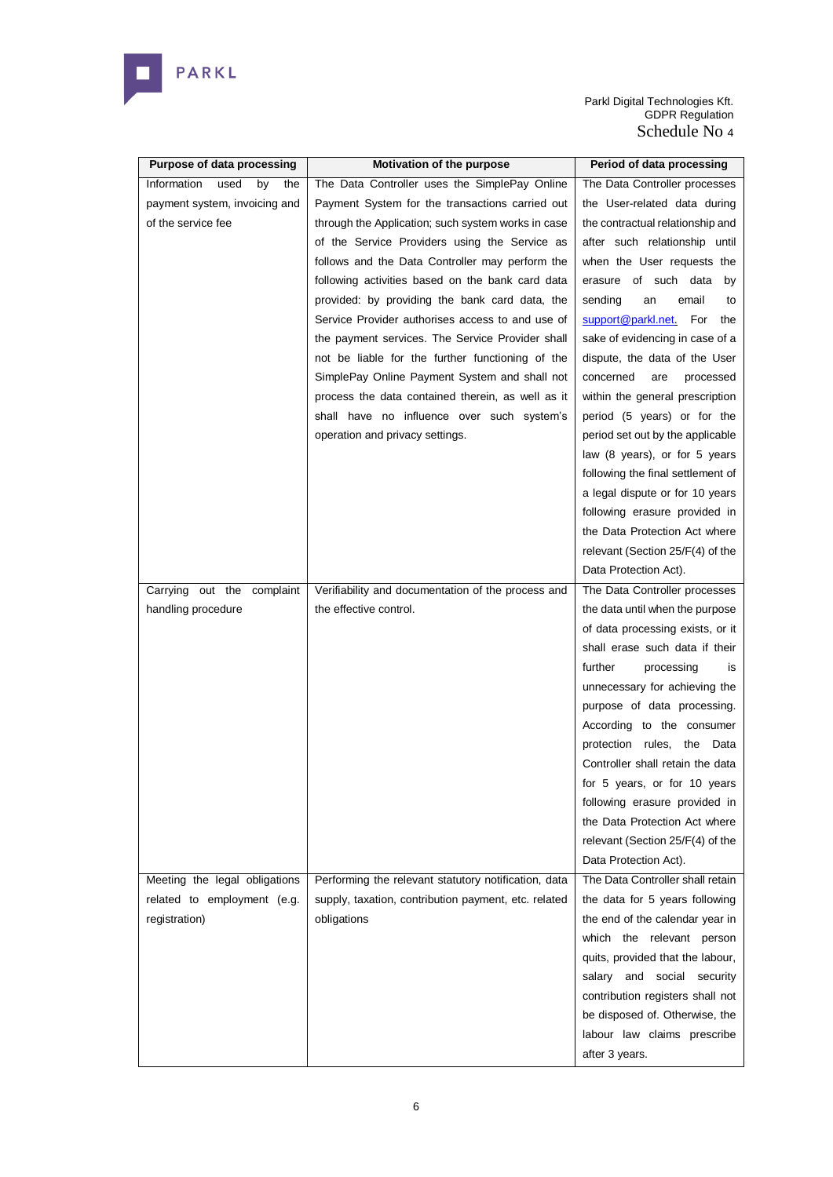| Purpose of data processing | Motivation of the purpose | Period of data processing |
|---|---|---|
| Information used by the payment system, invoicing and of the service fee | The Data Controller uses the SimplePay Online Payment System for the transactions carried out through the Application; such system works in case of the Service Providers using the Service as follows and the Data Controller may perform the following activities based on the bank card data provided: by providing the bank card data, the Service Provider authorises access to and use of the payment services. The Service Provider shall not be liable for the further functioning of the SimplePay Online Payment System and shall not process the data contained therein, as well as it shall have no influence over such system's operation and privacy settings. | The Data Controller processes the User-related data during the contractual relationship and after such relationship until when the User requests the erasure of such data by sending an email to support@parkl.net. For the sake of evidencing in case of a dispute, the data of the User concerned are processed within the general prescription period (5 years) or for the period set out by the applicable law (8 years), or for 5 years following the final settlement of a legal dispute or for 10 years following erasure provided in the Data Protection Act where relevant (Section 25/F(4) of the Data Protection Act). |
| Carrying out the complaint handling procedure | Verifiability and documentation of the process and the effective control. | The Data Controller processes the data until when the purpose of data processing exists, or it shall erase such data if their further processing is unnecessary for achieving the purpose of data processing. According to the consumer protection rules, the Data Controller shall retain the data for 5 years, or for 10 years following erasure provided in the Data Protection Act where relevant (Section 25/F(4) of the Data Protection Act). |
| Meeting the legal obligations related to employment (e.g. registration) | Performing the relevant statutory notification, data supply, taxation, contribution payment, etc. related obligations | The Data Controller shall retain the data for 5 years following the end of the calendar year in which the relevant person quits, provided that the labour, salary and social security contribution registers shall not be disposed of. Otherwise, the labour law claims prescribe after 3 years. |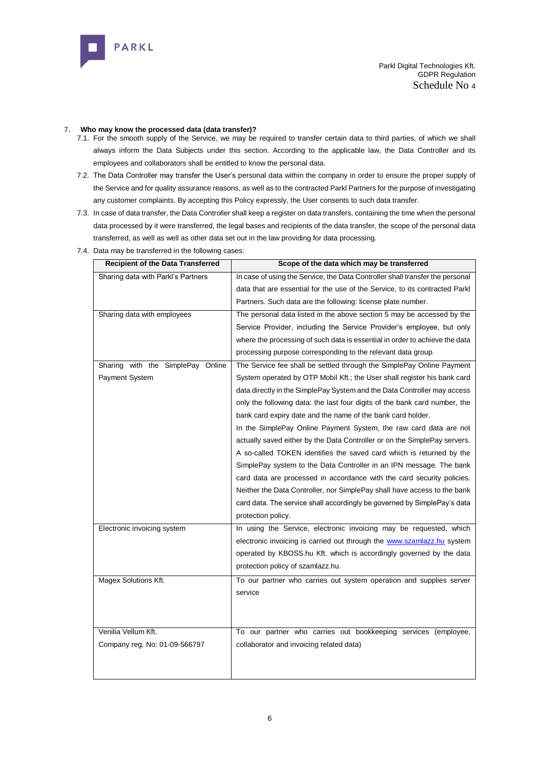## 7. Who may know the processed data (data transfer)?

7.1. For the smooth supply of the Service, we may be required to transfer certain data to third parties, of which we shall always inform the Data Subjects under this section. According to the applicable law, the Data Controller and its employees and collaborators shall be entitled to know the personal data.

7.2. The Data Controller may transfer the User's personal data within the company in order to ensure the proper supply of the Service and for quality assurance reasons, as well as to the contracted Parkl Partners for the purpose of investigating any customer complaints. By accepting this Policy expressly, the User consents to such data transfer.

7.3. In case of data transfer, the Data Controller shall keep a register on data transfers, containing the time when the personal data processed by it were transferred, the legal bases and recipients of the data transfer, the scope of the personal data transferred, as well as well as other data set out in the law providing for data processing.

7.4. Data may be transferred in the following cases:

| Recipient of the Data Transferred | Scope of the data which may be transferred |
|---|---|
| Sharing data with Parkl's Partners | In case of using the Service, the Data Controller shall transfer the personal data that are essential for the use of the Service, to its contracted Parkl Partners. Such data are the following: license plate number. |
| Sharing data with employees | The personal data listed in the above section 5 may be accessed by the Service Provider, including the Service Provider's employee, but only where the processing of such data is essential in order to achieve the data processing purpose corresponding to the relevant data group. |
| Sharing with the SimplePay Online Payment System | The Service fee shall be settled through the SimplePay Online Payment System operated by OTP Mobil Kft.; the User shall register his bank card data directly in the SimplePay System and the Data Controller may access only the following data: the last four digits of the bank card number, the bank card expiry date and the name of the bank card holder.<br>In the SimplePay Online Payment System, the raw card data are not actually saved either by the Data Controller or on the SimplePay servers. A so-called TOKEN identifies the saved card which is returned by the SimplePay system to the Data Controller in an IPN message. The bank card data are processed in accordance with the card security policies. Neither the Data Controller, nor SimplePay shall have access to the bank card data. The service shall accordingly be governed by SimplePay's data protection policy. |
| Electronic invoicing system | In using the Service, electronic invoicing may be requested, which electronic invoicing is carried out through the www.szamlazz.hu system operated by KBOSS.hu Kft. which is accordingly governed by the data protection policy of szamlazz.hu. |
| Magex Solutions Kft. | To our partner who carries out system operation and supplies server service |
| Venilia Vellum Kft.<br>Company reg. No: 01-09-566797 | To our partner who carries out bookkeeping services (employee, collaborator and invoicing related data) |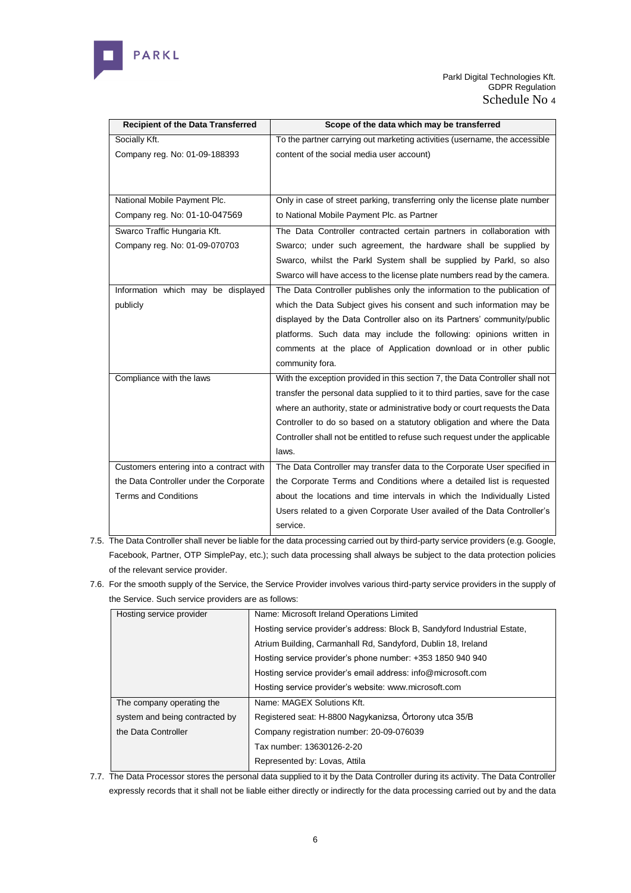| Recipient of the Data Transferred | Scope of the data which may be transferred |
|---|---|
| Socially Kft. Company reg. No: 01-09-188393 | To the partner carrying out marketing activities (username, the accessible content of the social media user account) |
| National Mobile Payment Plc. Company reg. No: 01-10-047569 | Only in case of street parking, transferring only the license plate number to National Mobile Payment Plc. as Partner |
| Swarco Traffic Hungaria Kft. Company reg. No: 01-09-070703 | The Data Controller contracted certain partners in collaboration with Swarco; under such agreement, the hardware shall be supplied by Swarco, whilst the Parkl System shall be supplied by Parkl, so also Swarco will have access to the license plate numbers read by the camera. |
| Information which may be displayed publicly | The Data Controller publishes only the information to the publication of which the Data Subject gives his consent and such information may be displayed by the Data Controller also on its Partners' community/public platforms. Such data may include the following: opinions written in comments at the place of Application download or in other public community fora. |
| Compliance with the laws | With the exception provided in this section 7, the Data Controller shall not transfer the personal data supplied to it to third parties, save for the case where an authority, state or administrative body or court requests the Data Controller to do so based on a statutory obligation and where the Data Controller shall not be entitled to refuse such request under the applicable laws. |
| Customers entering into a contract with the Data Controller under the Corporate Terms and Conditions | The Data Controller may transfer data to the Corporate User specified in the Corporate Terms and Conditions where a detailed list is requested about the locations and time intervals in which the Individually Listed Users related to a given Corporate User availed of the Data Controller's service. |

7.5. The Data Controller shall never be liable for the data processing carried out by third-party service providers (e.g. Google, Facebook, Partner, OTP SimplePay, etc.); such data processing shall always be subject to the data protection policies of the relevant service provider.

7.6. For the smooth supply of the Service, the Service Provider involves various third-party service providers in the supply of the Service. Such service providers are as follows:

| Hosting service provider | Name: Microsoft Ireland Operations Limited<br>Hosting service provider's address: Block B, Sandyford Industrial Estate, Atrium Building, Carmanhall Rd, Sandyford, Dublin 18, Ireland<br>Hosting service provider's phone number: +353 1850 940 940<br>Hosting service provider's email address: info@microsoft.com<br>Hosting service provider's website: www.microsoft.com |
|---|---|
| The company operating the system and being contracted by the Data Controller | Name: MAGEX Solutions Kft.<br>Registered seat: H-8800 Nagykanizsa, Őrtorony utca 35/B<br>Company registration number: 20-09-076039<br>Tax number: 13630126-2-20<br>Represented by: Lovas, Attila |

7.7. The Data Processor stores the personal data supplied to it by the Data Controller during its activity. The Data Controller expressly records that it shall not be liable either directly or indirectly for the data processing carried out by and the data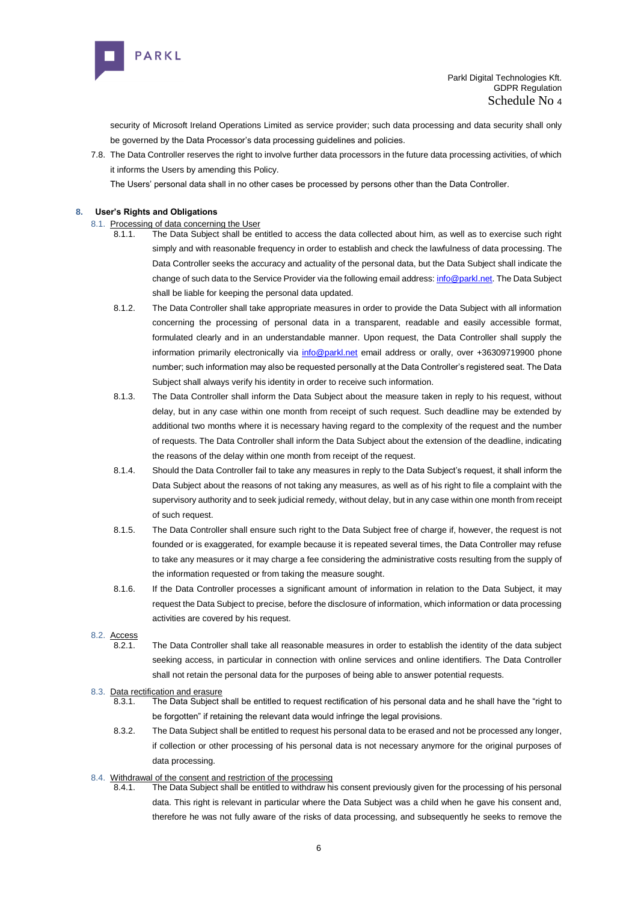security of Microsoft Ireland Operations Limited as service provider; such data processing and data security shall only be governed by the Data Processor's data processing guidelines and policies.

7.8. The Data Controller reserves the right to involve further data processors in the future data processing activities, of which it informs the Users by amending this Policy.

The Users' personal data shall in no other cases be processed by persons other than the Data Controller.

## 8. User's Rights and Obligations

### 8.1. Processing of data concerning the User

8.1.1. The Data Subject shall be entitled to access the data collected about him, as well as to exercise such right simply and with reasonable frequency in order to establish and check the lawfulness of data processing. The Data Controller seeks the accuracy and actuality of the personal data, but the Data Subject shall indicate the change of such data to the Service Provider via the following email address: info@parkl.net. The Data Subject shall be liable for keeping the personal data updated.

8.1.2. The Data Controller shall take appropriate measures in order to provide the Data Subject with all information concerning the processing of personal data in a transparent, readable and easily accessible format, formulated clearly and in an understandable manner. Upon request, the Data Controller shall supply the information primarily electronically via info@parkl.net email address or orally, over +36309719900 phone number; such information may also be requested personally at the Data Controller's registered seat. The Data Subject shall always verify his identity in order to receive such information.

8.1.3. The Data Controller shall inform the Data Subject about the measure taken in reply to his request, without delay, but in any case within one month from receipt of such request. Such deadline may be extended by additional two months where it is necessary having regard to the complexity of the request and the number of requests. The Data Controller shall inform the Data Subject about the extension of the deadline, indicating the reasons of the delay within one month from receipt of the request.

8.1.4. Should the Data Controller fail to take any measures in reply to the Data Subject's request, it shall inform the Data Subject about the reasons of not taking any measures, as well as of his right to file a complaint with the supervisory authority and to seek judicial remedy, without delay, but in any case within one month from receipt of such request.

8.1.5. The Data Controller shall ensure such right to the Data Subject free of charge if, however, the request is not founded or is exaggerated, for example because it is repeated several times, the Data Controller may refuse to take any measures or it may charge a fee considering the administrative costs resulting from the supply of the information requested or from taking the measure sought.

8.1.6. If the Data Controller processes a significant amount of information in relation to the Data Subject, it may request the Data Subject to precise, before the disclosure of information, which information or data processing activities are covered by his request.

### 8.2. Access

8.2.1. The Data Controller shall take all reasonable measures in order to establish the identity of the data subject seeking access, in particular in connection with online services and online identifiers. The Data Controller shall not retain the personal data for the purposes of being able to answer potential requests.

### 8.3. Data rectification and erasure

8.3.1. The Data Subject shall be entitled to request rectification of his personal data and he shall have the "right to be forgotten" if retaining the relevant data would infringe the legal provisions.

8.3.2. The Data Subject shall be entitled to request his personal data to be erased and not be processed any longer, if collection or other processing of his personal data is not necessary anymore for the original purposes of data processing.

### 8.4. Withdrawal of the consent and restriction of the processing

8.4.1. The Data Subject shall be entitled to withdraw his consent previously given for the processing of his personal data. This right is relevant in particular where the Data Subject was a child when he gave his consent and, therefore he was not fully aware of the risks of data processing, and subsequently he seeks to remove the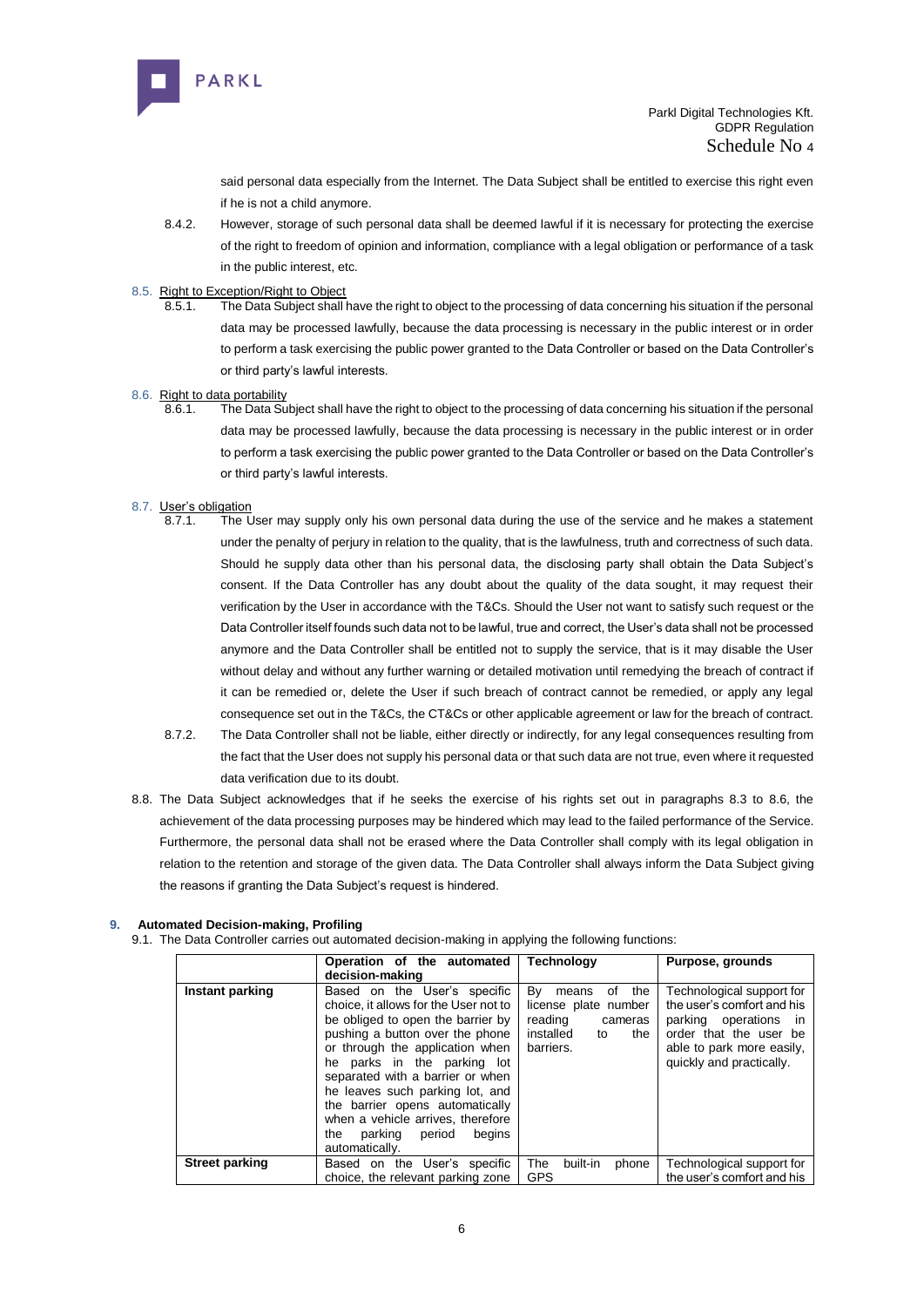said personal data especially from the Internet. The Data Subject shall be entitled to exercise this right even if he is not a child anymore.

8.4.2. However, storage of such personal data shall be deemed lawful if it is necessary for protecting the exercise of the right to freedom of opinion and information, compliance with a legal obligation or performance of a task in the public interest, etc.

8.5. Right to Exception/Right to Object

8.5.1. The Data Subject shall have the right to object to the processing of data concerning his situation if the personal data may be processed lawfully, because the data processing is necessary in the public interest or in order to perform a task exercising the public power granted to the Data Controller or based on the Data Controller's or third party's lawful interests.

8.6. Right to data portability

8.6.1. The Data Subject shall have the right to object to the processing of data concerning his situation if the personal data may be processed lawfully, because the data processing is necessary in the public interest or in order to perform a task exercising the public power granted to the Data Controller or based on the Data Controller's or third party's lawful interests.

8.7. User's obligation

8.7.1. The User may supply only his own personal data during the use of the service and he makes a statement under the penalty of perjury in relation to the quality, that is the lawfulness, truth and correctness of such data. Should he supply data other than his personal data, the disclosing party shall obtain the Data Subject's consent. If the Data Controller has any doubt about the quality of the data sought, it may request their verification by the User in accordance with the T&Cs. Should the User not want to satisfy such request or the Data Controller itself founds such data not to be lawful, true and correct, the User's data shall not be processed anymore and the Data Controller shall be entitled not to supply the service, that is it may disable the User without delay and without any further warning or detailed motivation until remedying the breach of contract if it can be remedied or, delete the User if such breach of contract cannot be remedied, or apply any legal consequence set out in the T&Cs, the CT&Cs or other applicable agreement or law for the breach of contract.

8.7.2. The Data Controller shall not be liable, either directly or indirectly, for any legal consequences resulting from the fact that the User does not supply his personal data or that such data are not true, even where it requested data verification due to its doubt.

8.8. The Data Subject acknowledges that if he seeks the exercise of his rights set out in paragraphs 8.3 to 8.6, the achievement of the data processing purposes may be hindered which may lead to the failed performance of the Service. Furthermore, the personal data shall not be erased where the Data Controller shall comply with its legal obligation in relation to the retention and storage of the given data. The Data Controller shall always inform the Data Subject giving the reasons if granting the Data Subject's request is hindered.

## 9. Automated Decision-making, Profiling

9.1. The Data Controller carries out automated decision-making in applying the following functions:

| | **Operation of the automated decision-making** | **Technology** | **Purpose, grounds** |
|---|---|---|---|
| **Instant parking** | Based on the User's specific choice, it allows for the User not to be obliged to open the barrier by pushing a button over the phone or through the application when he parks in the parking lot separated with a barrier or when he leaves such parking lot, and the barrier opens automatically when a vehicle arrives, therefore the parking period begins automatically. | By means of the license plate number reading cameras installed to the barriers. | Technological support for the user's comfort and his parking operations in order that the user be able to park more easily, quickly and practically. |
| **Street parking** | Based on the User's specific choice, the relevant parking zone | The built-in phone GPS | Technological support for the user's comfort and his |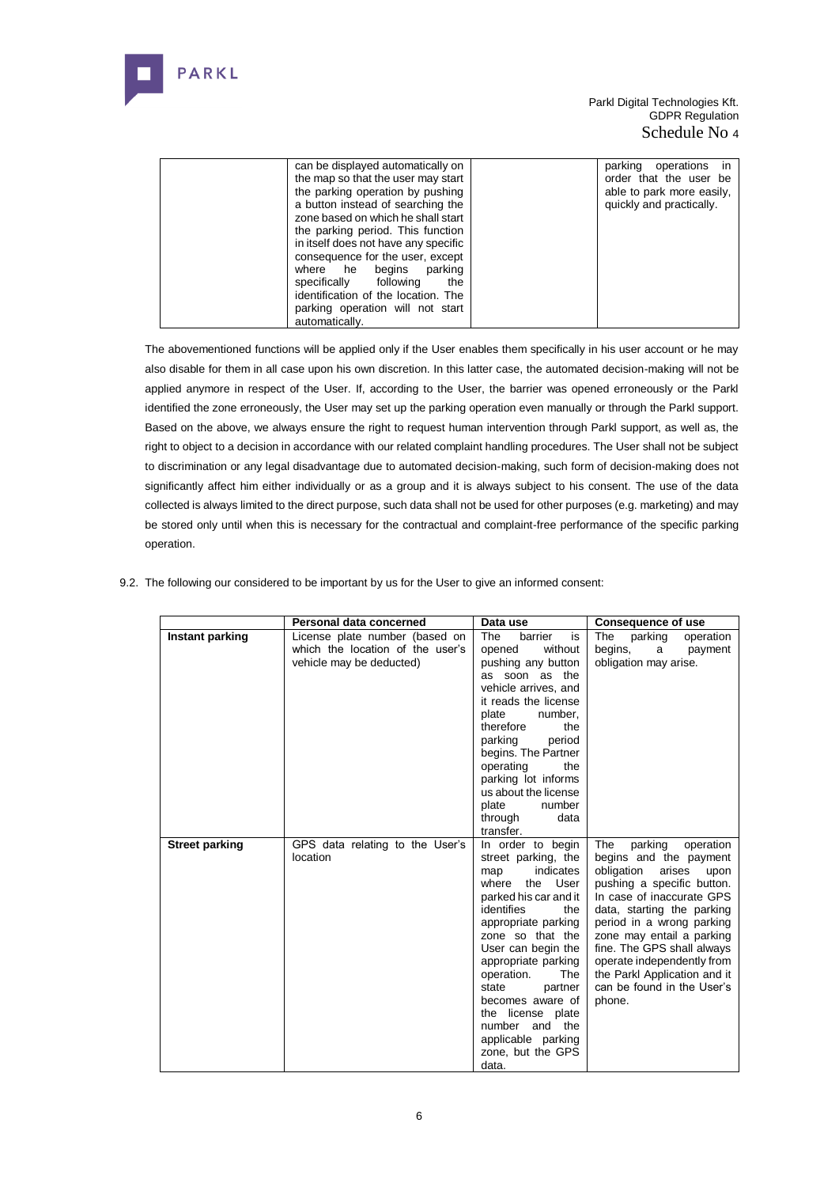| | can be displayed automatically on the map so that the user may start the parking operation by pushing a button instead of searching the zone based on which he shall start the parking period. This function in itself does not have any specific consequence for the user, except where he begins parking specifically following the identification of the location. The parking operation will not start automatically. | | parking operations in order that the user be able to park more easily, quickly and practically. |
|---|---|---|---|

The abovementioned functions will be applied only if the User enables them specifically in his user account or he may also disable for them in all case upon his own discretion. In this latter case, the automated decision-making will not be applied anymore in respect of the User. If, according to the User, the barrier was opened erroneously or the Parkl identified the zone erroneously, the User may set up the parking operation even manually or through the Parkl support. Based on the above, we always ensure the right to request human intervention through Parkl support, as well as, the right to object to a decision in accordance with our related complaint handling procedures. The User shall not be subject to discrimination or any legal disadvantage due to automated decision-making, such form of decision-making does not significantly affect him either individually or as a group and it is always subject to his consent. The use of the data collected is always limited to the direct purpose, such data shall not be used for other purposes (e.g. marketing) and may be stored only until when this is necessary for the contractual and complaint-free performance of the specific parking operation.

9.2. The following our considered to be important by us for the User to give an informed consent:

| | Personal data concerned | Data use | Consequence of use |
|---|---|---|---|
| **Instant parking** | License plate number (based on which the location of the user's vehicle may be deducted) | The barrier is opened without pushing any button as soon as the vehicle arrives, and it reads the license plate number, therefore the parking period begins. The Partner operating the parking lot informs us about the license plate number through data transfer. | The parking operation begins, a payment obligation may arise. |
| **Street parking** | GPS data relating to the User's location | In order to begin street parking, the map indicates where the User parked his car and it identifies the appropriate parking zone so that the User can begin the appropriate parking operation. The state partner becomes aware of the license plate number and the applicable parking zone, but the GPS data. | The parking operation begins and the payment obligation arises upon pushing a specific button. In case of inaccurate GPS data, starting the parking period in a wrong parking zone may entail a parking fine. The GPS shall always operate independently from the Parkl Application and it can be found in the User's phone. |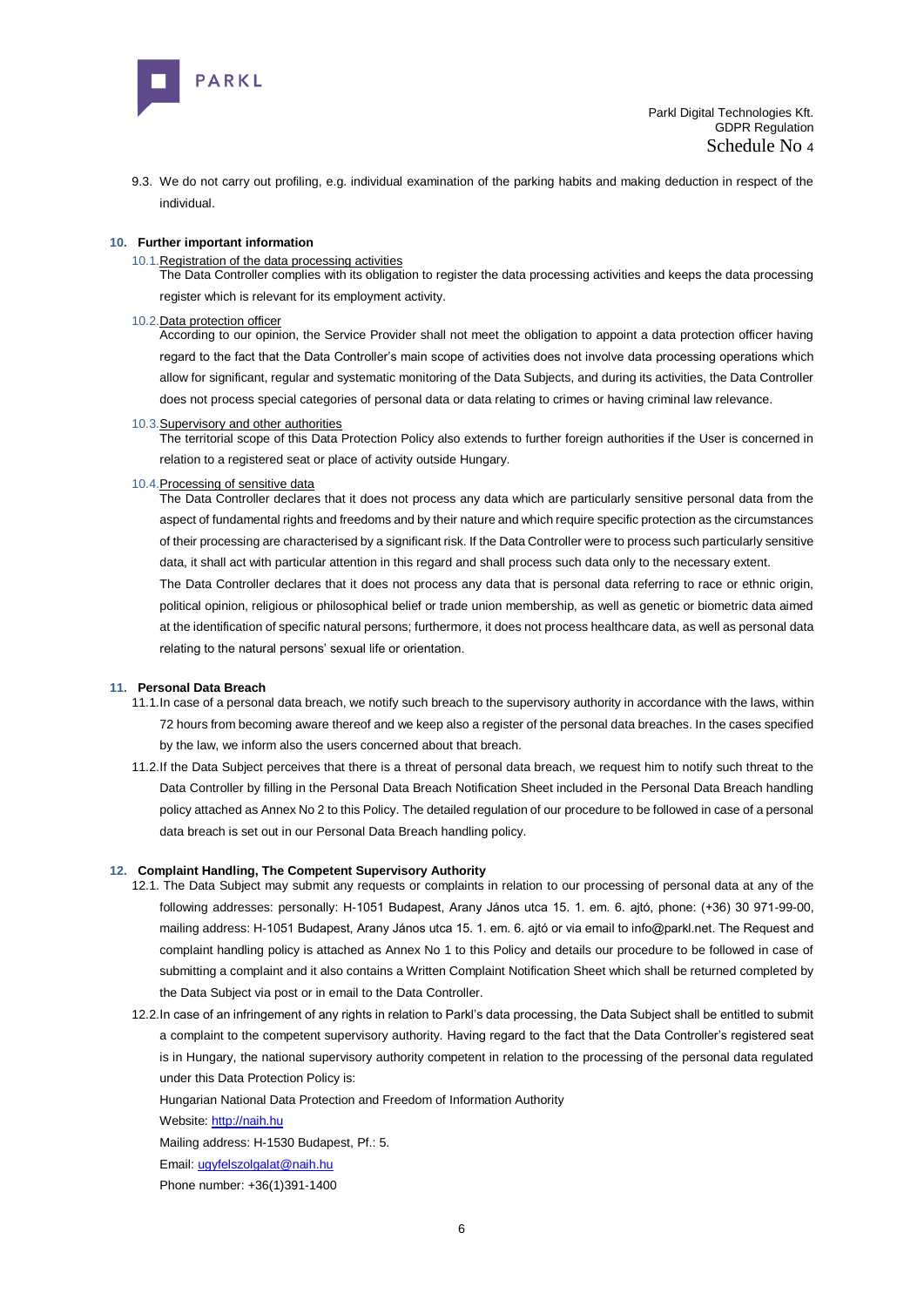9.3. We do not carry out profiling, e.g. individual examination of the parking habits and making deduction in respect of the individual.

## 10. Further important information

10.1. Registration of the data processing activities

The Data Controller complies with its obligation to register the data processing activities and keeps the data processing register which is relevant for its employment activity.

10.2. Data protection officer

According to our opinion, the Service Provider shall not meet the obligation to appoint a data protection officer having regard to the fact that the Data Controller's main scope of activities does not involve data processing operations which allow for significant, regular and systematic monitoring of the Data Subjects, and during its activities, the Data Controller does not process special categories of personal data or data relating to crimes or having criminal law relevance.

10.3. Supervisory and other authorities

The territorial scope of this Data Protection Policy also extends to further foreign authorities if the User is concerned in relation to a registered seat or place of activity outside Hungary.

10.4. Processing of sensitive data

The Data Controller declares that it does not process any data which are particularly sensitive personal data from the aspect of fundamental rights and freedoms and by their nature and which require specific protection as the circumstances of their processing are characterised by a significant risk. If the Data Controller were to process such particularly sensitive data, it shall act with particular attention in this regard and shall process such data only to the necessary extent.

The Data Controller declares that it does not process any data that is personal data referring to race or ethnic origin, political opinion, religious or philosophical belief or trade union membership, as well as genetic or biometric data aimed at the identification of specific natural persons; furthermore, it does not process healthcare data, as well as personal data relating to the natural persons' sexual life or orientation.

## 11. Personal Data Breach

11.1. In case of a personal data breach, we notify such breach to the supervisory authority in accordance with the laws, within 72 hours from becoming aware thereof and we keep also a register of the personal data breaches. In the cases specified by the law, we inform also the users concerned about that breach.

11.2. If the Data Subject perceives that there is a threat of personal data breach, we request him to notify such threat to the Data Controller by filling in the Personal Data Breach Notification Sheet included in the Personal Data Breach handling policy attached as Annex No 2 to this Policy. The detailed regulation of our procedure to be followed in case of a personal data breach is set out in our Personal Data Breach handling policy.

## 12. Complaint Handling, The Competent Supervisory Authority

12.1. The Data Subject may submit any requests or complaints in relation to our processing of personal data at any of the following addresses: personally: H-1051 Budapest, Arany János utca 15. 1. em. 6. ajtó, phone: (+36) 30 971-99-00, mailing address: H-1051 Budapest, Arany János utca 15. 1. em. 6. ajtó or via email to info@parkl.net. The Request and complaint handling policy is attached as Annex No 1 to this Policy and details our procedure to be followed in case of submitting a complaint and it also contains a Written Complaint Notification Sheet which shall be returned completed by the Data Subject via post or in email to the Data Controller.

12.2. In case of an infringement of any rights in relation to Parkl's data processing, the Data Subject shall be entitled to submit a complaint to the competent supervisory authority. Having regard to the fact that the Data Controller's registered seat is in Hungary, the national supervisory authority competent in relation to the processing of the personal data regulated under this Data Protection Policy is:

Hungarian National Data Protection and Freedom of Information Authority

Website: http://naih.hu

Mailing address: H-1530 Budapest, Pf.: 5.

Email: ugyfelszolgalat@naih.hu

Phone number: +36(1)391-1400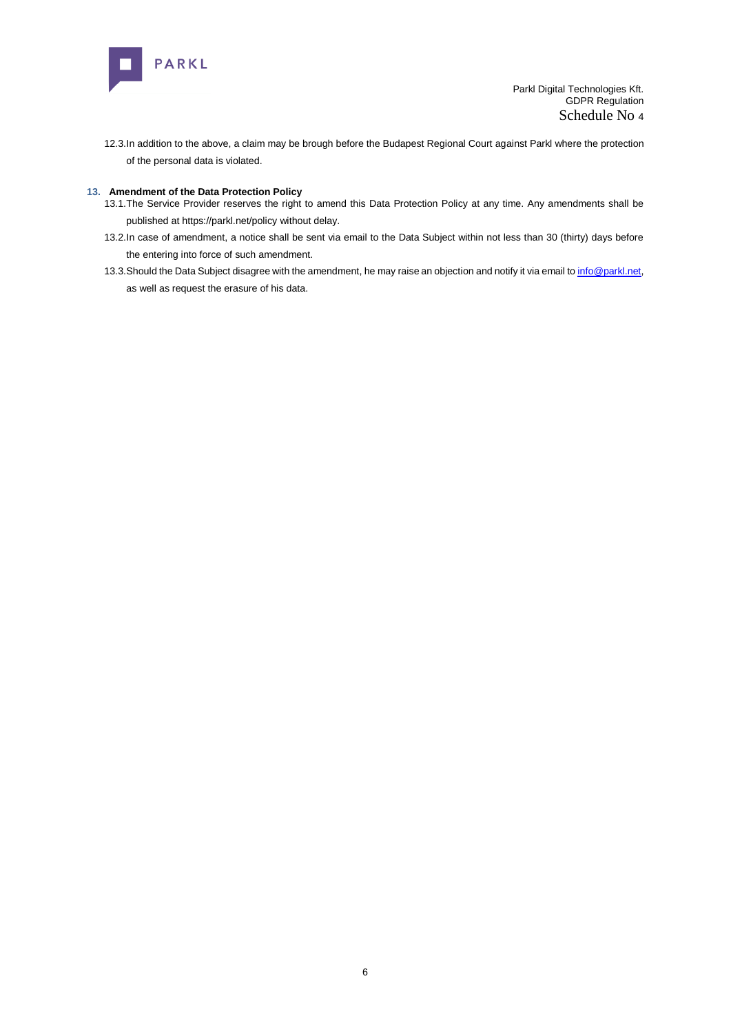12.3. In addition to the above, a claim may be brough before the Budapest Regional Court against Parkl where the protection of the personal data is violated.

## 13. Amendment of the Data Protection Policy

13.1. The Service Provider reserves the right to amend this Data Protection Policy at any time. Any amendments shall be published at https://parkl.net/policy without delay.

13.2. In case of amendment, a notice shall be sent via email to the Data Subject within not less than 30 (thirty) days before the entering into force of such amendment.

13.3. Should the Data Subject disagree with the amendment, he may raise an objection and notify it via email to info@parkl.net, as well as request the erasure of his data.